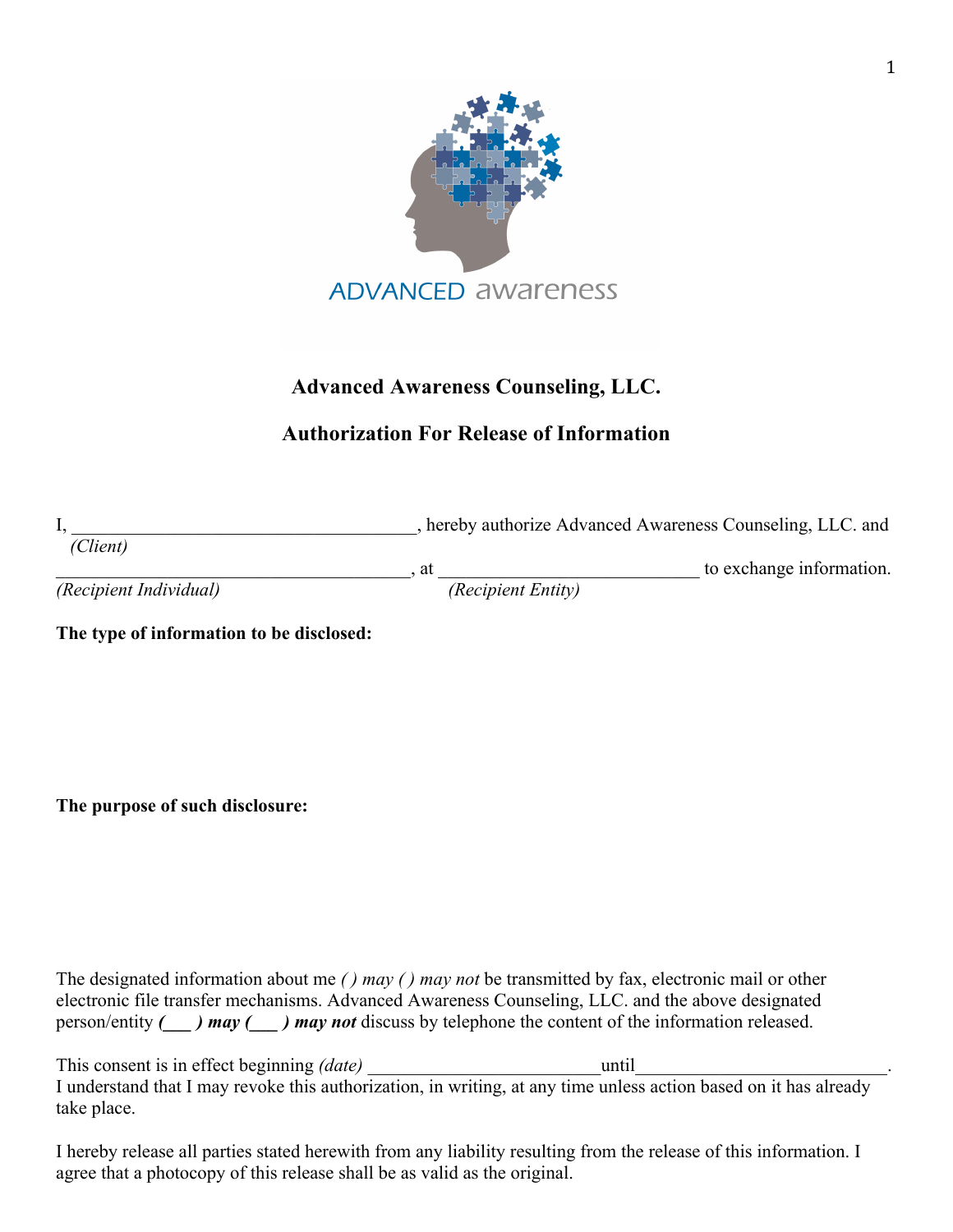ADVANCED awareness

# Advanced Awareness Counseling, LLC.

## Authorization For Release of Information

I, ____________________________________, hereby authorize Advanced Awareness Counseling, LLC. and
*(Client)*

_____________________________________, at ___________________________ to exchange information.
*(Recipient Individual)* *(Recipient Entity)*

**The type of information to be disclosed:**

**The purpose of such disclosure:**

The designated information about me *( ) may ( ) may not* be transmitted by fax, electronic mail or other electronic file transfer mechanisms. Advanced Awareness Counseling, LLC. and the above designated person/entity ***(___ ) may (___ ) may not*** discuss by telephone the content of the information released.

This consent is in effect beginning *(date)* ________________________until__________________________.
I understand that I may revoke this authorization, in writing, at any time unless action based on it has already take place.

I hereby release all parties stated herewith from any liability resulting from the release of this information. I agree that a photocopy of this release shall be as valid as the original.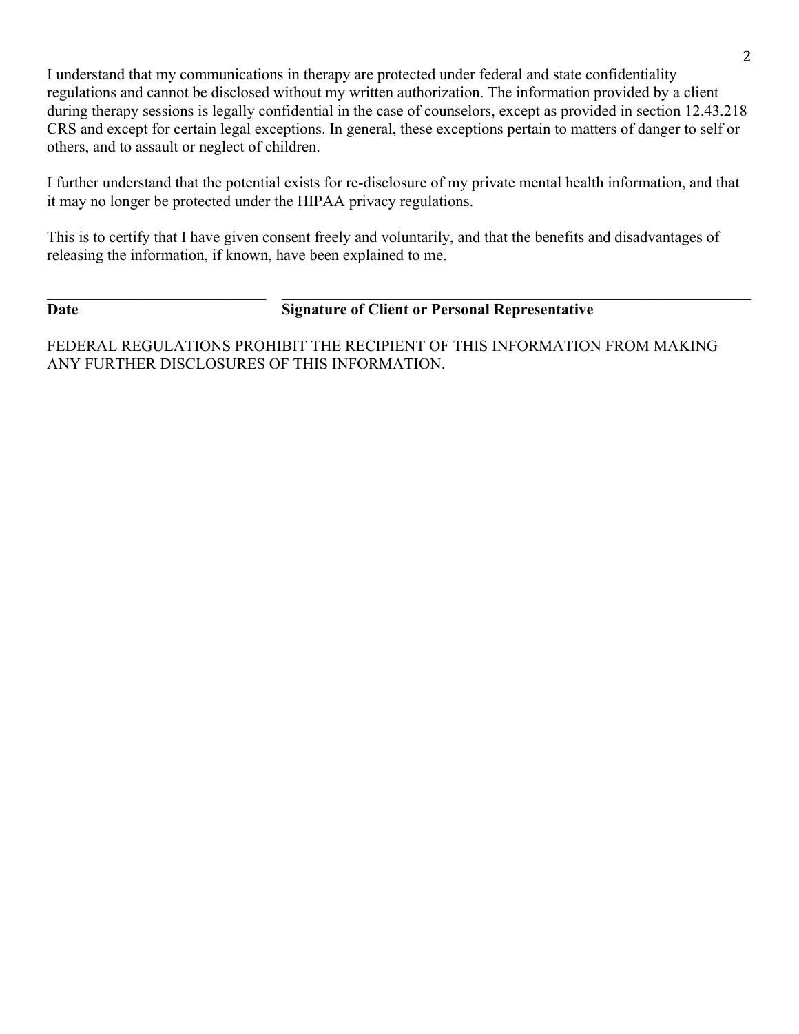I understand that my communications in therapy are protected under federal and state confidentiality regulations and cannot be disclosed without my written authorization. The information provided by a client during therapy sessions is legally confidential in the case of counselors, except as provided in section 12.43.218 CRS and except for certain legal exceptions. In general, these exceptions pertain to matters of danger to self or others, and to assault or neglect of children.

I further understand that the potential exists for re-disclosure of my private mental health information, and that it may no longer be protected under the HIPAA privacy regulations.

This is to certify that I have given consent freely and voluntarily, and that the benefits and disadvantages of releasing the information, if known, have been explained to me.

______________________________ ______________________________________________

**Date** **Signature of Client or Personal Representative**

FEDERAL REGULATIONS PROHIBIT THE RECIPIENT OF THIS INFORMATION FROM MAKING ANY FURTHER DISCLOSURES OF THIS INFORMATION.